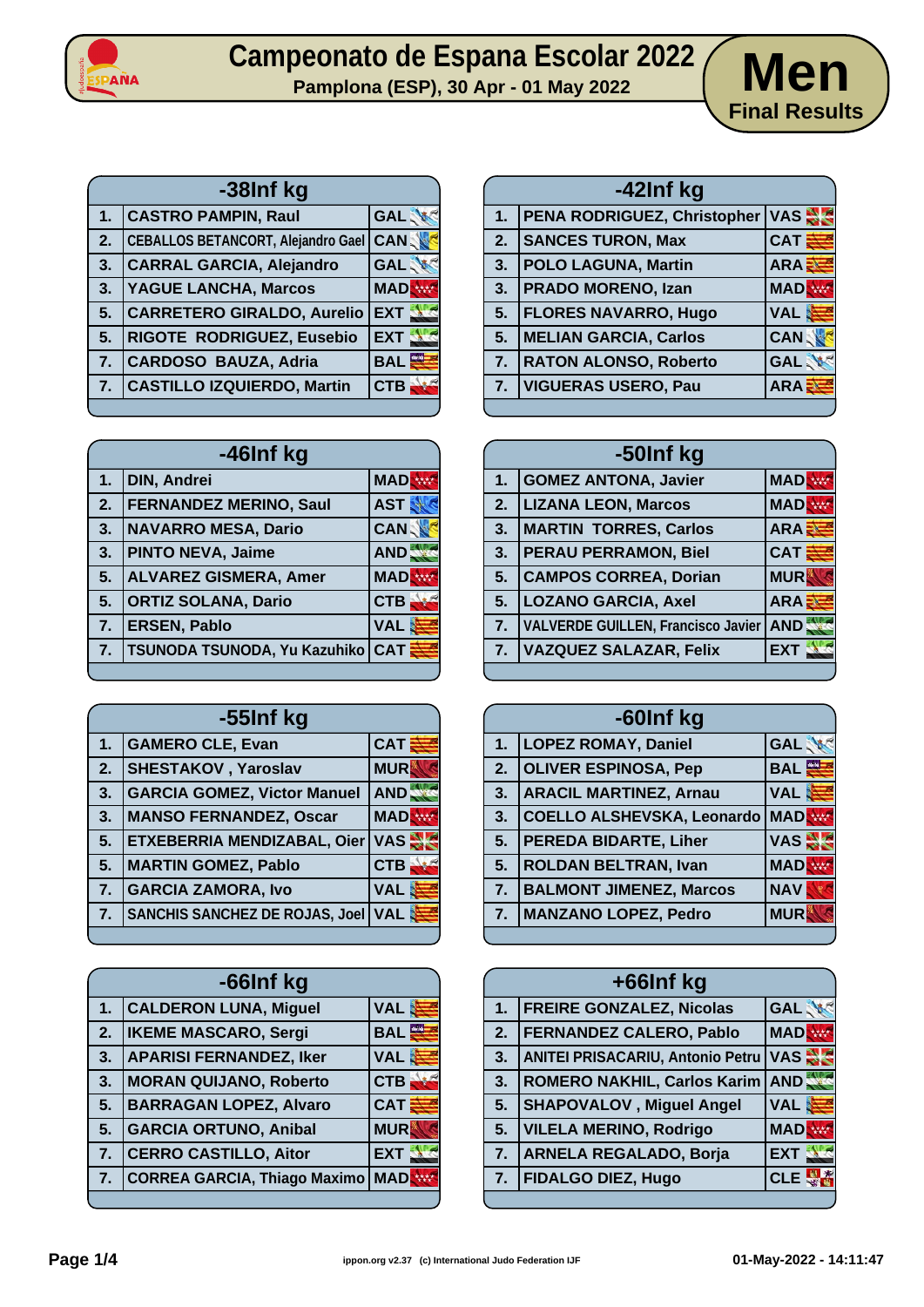# Campeonato de Espana Escolar 2022

**Pamplona (ESP), 30 Apr - 01 May 2022**

## Men

**Final Results**

| -38Inf kg | | |
|---|---|---|
| 1. | CASTRO PAMPIN, Raul | GAL |
| 2. | CEBALLOS BETANCORT, Alejandro Gael | CAN |
| 3. | CARRAL GARCIA, Alejandro | GAL |
| 3. | YAGUE LANCHA, Marcos | MAD |
| 5. | CARRETERO GIRALDO, Aurelio | EXT |
| 5. | RIGOTE RODRIGUEZ, Eusebio | EXT |
| 7. | CARDOSO BAUZA, Adria | BAL |
| 7. | CASTILLO IZQUIERDO, Martin | CTB |

| -42Inf kg | | |
|---|---|---|
| 1. | PENA RODRIGUEZ, Christopher | VAS |
| 2. | SANCES TURON, Max | CAT |
| 3. | POLO LAGUNA, Martin | ARA |
| 3. | PRADO MORENO, Izan | MAD |
| 5. | FLORES NAVARRO, Hugo | VAL |
| 5. | MELIAN GARCIA, Carlos | CAN |
| 7. | RATON ALONSO, Roberto | GAL |
| 7. | VIGUERAS USERO, Pau | ARA |

| -46Inf kg | | |
|---|---|---|
| 1. | DIN, Andrei | MAD |
| 2. | FERNANDEZ MERINO, Saul | AST |
| 3. | NAVARRO MESA, Dario | CAN |
| 3. | PINTO NEVA, Jaime | AND |
| 5. | ALVAREZ GISMERA, Amer | MAD |
| 5. | ORTIZ SOLANA, Dario | CTB |
| 7. | ERSEN, Pablo | VAL |
| 7. | TSUNODA TSUNODA, Yu Kazuhiko | CAT |

| -50Inf kg | | |
|---|---|---|
| 1. | GOMEZ ANTONA, Javier | MAD |
| 2. | LIZANA LEON, Marcos | MAD |
| 3. | MARTIN TORRES, Carlos | ARA |
| 3. | PERAU PERRAMON, Biel | CAT |
| 5. | CAMPOS CORREA, Dorian | MUR |
| 5. | LOZANO GARCIA, Axel | ARA |
| 7. | VALVERDE GUILLEN, Francisco Javier | AND |
| 7. | VAZQUEZ SALAZAR, Felix | EXT |

| -55Inf kg | | |
|---|---|---|
| 1. | GAMERO CLE, Evan | CAT |
| 2. | SHESTAKOV , Yaroslav | MUR |
| 3. | GARCIA GOMEZ, Victor Manuel | AND |
| 3. | MANSO FERNANDEZ, Oscar | MAD |
| 5. | ETXEBERRIA MENDIZABAL, Oier | VAS |
| 5. | MARTIN GOMEZ, Pablo | CTB |
| 7. | GARCIA ZAMORA, Ivo | VAL |
| 7. | SANCHIS SANCHEZ DE ROJAS, Joel | VAL |

| -60Inf kg | | |
|---|---|---|
| 1. | LOPEZ ROMAY, Daniel | GAL |
| 2. | OLIVER ESPINOSA, Pep | BAL |
| 3. | ARACIL MARTINEZ, Arnau | VAL |
| 3. | COELLO ALSHEVSKA, Leonardo | MAD |
| 5. | PEREDA BIDARTE, Liher | VAS |
| 5. | ROLDAN BELTRAN, Ivan | MAD |
| 7. | BALMONT JIMENEZ, Marcos | NAV |
| 7. | MANZANO LOPEZ, Pedro | MUR |

| -66Inf kg | | |
|---|---|---|
| 1. | CALDERON LUNA, Miguel | VAL |
| 2. | IKEME MASCARO, Sergi | BAL |
| 3. | APARISI FERNANDEZ, Iker | VAL |
| 3. | MORAN QUIJANO, Roberto | CTB |
| 5. | BARRAGAN LOPEZ, Alvaro | CAT |
| 5. | GARCIA ORTUNO, Anibal | MUR |
| 7. | CERRO CASTILLO, Aitor | EXT |
| 7. | CORREA GARCIA, Thiago Maximo | MAD |

| +66Inf kg | | |
|---|---|---|
| 1. | FREIRE GONZALEZ, Nicolas | GAL |
| 2. | FERNANDEZ CALERO, Pablo | MAD |
| 3. | ANITEI PRISACARIU, Antonio Petru | VAS |
| 3. | ROMERO NAKHIL, Carlos Karim | AND |
| 5. | SHAPOVALOV , Miguel Angel | VAL |
| 5. | VILELA MERINO, Rodrigo | MAD |
| 7. | ARNELA REGALADO, Borja | EXT |
| 7. | FIDALGO DIEZ, Hugo | CLE |

ippon.org v2.37 (c) International Judo Federation IJF

01-May-2022 - 14:11:47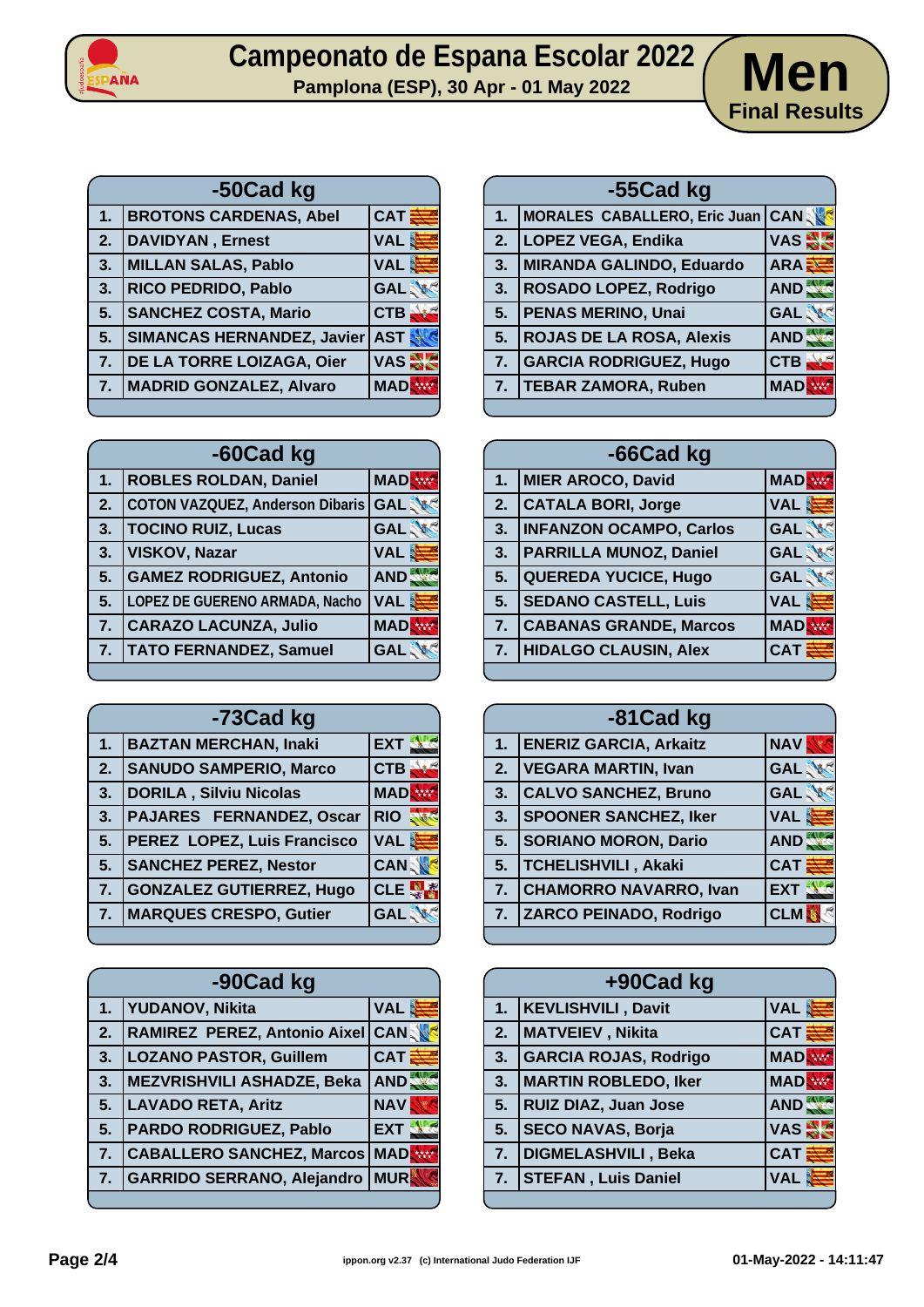# Campeonato de Espana Escolar 2022

**Pamplona (ESP), 30 Apr - 01 May 2022**

## Men

### Final Results

| -50Cad kg | | |
|---|---|---|
| 1. | BROTONS CARDENAS, Abel | CAT |
| 2. | DAVIDYAN , Ernest | VAL |
| 3. | MILLAN SALAS, Pablo | VAL |
| 3. | RICO PEDRIDO, Pablo | GAL |
| 5. | SANCHEZ COSTA, Mario | CTB |
| 5. | SIMANCAS HERNANDEZ, Javier | AST |
| 7. | DE LA TORRE LOIZAGA, Oier | VAS |
| 7. | MADRID GONZALEZ, Alvaro | MAD |

| -55Cad kg | | |
|---|---|---|
| 1. | MORALES CABALLERO, Eric Juan | CAN |
| 2. | LOPEZ VEGA, Endika | VAS |
| 3. | MIRANDA GALINDO, Eduardo | ARA |
| 3. | ROSADO LOPEZ, Rodrigo | AND |
| 5. | PENAS MERINO, Unai | GAL |
| 5. | ROJAS DE LA ROSA, Alexis | AND |
| 7. | GARCIA RODRIGUEZ, Hugo | CTB |
| 7. | TEBAR ZAMORA, Ruben | MAD |

| -60Cad kg | | |
|---|---|---|
| 1. | ROBLES ROLDAN, Daniel | MAD |
| 2. | COTON VAZQUEZ, Anderson Dibaris | GAL |
| 3. | TOCINO RUIZ, Lucas | GAL |
| 3. | VISKOV, Nazar | VAL |
| 5. | GAMEZ RODRIGUEZ, Antonio | AND |
| 5. | LOPEZ DE GUERENO ARMADA, Nacho | VAL |
| 7. | CARAZO LACUNZA, Julio | MAD |
| 7. | TATO FERNANDEZ, Samuel | GAL |

| -66Cad kg | | |
|---|---|---|
| 1. | MIER AROCO, David | MAD |
| 2. | CATALA BORI, Jorge | VAL |
| 3. | INFANZON OCAMPO, Carlos | GAL |
| 3. | PARRILLA MUNOZ, Daniel | GAL |
| 5. | QUEREDA YUCICE, Hugo | GAL |
| 5. | SEDANO CASTELL, Luis | VAL |
| 7. | CABANAS GRANDE, Marcos | MAD |
| 7. | HIDALGO CLAUSIN, Alex | CAT |

| -73Cad kg | | |
|---|---|---|
| 1. | BAZTAN MERCHAN, Inaki | EXT |
| 2. | SANUDO SAMPERIO, Marco | CTB |
| 3. | DORILA , Silviu Nicolas | MAD |
| 3. | PAJARES FERNANDEZ, Oscar | RIO |
| 5. | PEREZ LOPEZ, Luis Francisco | VAL |
| 5. | SANCHEZ PEREZ, Nestor | CAN |
| 7. | GONZALEZ GUTIERREZ, Hugo | CLE |
| 7. | MARQUES CRESPO, Gutier | GAL |

| -81Cad kg | | |
|---|---|---|
| 1. | ENERIZ GARCIA, Arkaitz | NAV |
| 2. | VEGARA MARTIN, Ivan | GAL |
| 3. | CALVO SANCHEZ, Bruno | GAL |
| 3. | SPOONER SANCHEZ, Iker | VAL |
| 5. | SORIANO MORON, Dario | AND |
| 5. | TCHELISHVILI , Akaki | CAT |
| 7. | CHAMORRO NAVARRO, Ivan | EXT |
| 7. | ZARCO PEINADO, Rodrigo | CLM |

| -90Cad kg | | |
|---|---|---|
| 1. | YUDANOV, Nikita | VAL |
| 2. | RAMIREZ PEREZ, Antonio Aixel | CAN |
| 3. | LOZANO PASTOR, Guillem | CAT |
| 3. | MEZVRISHVILI ASHADZE, Beka | AND |
| 5. | LAVADO RETA, Aritz | NAV |
| 5. | PARDO RODRIGUEZ, Pablo | EXT |
| 7. | CABALLERO SANCHEZ, Marcos | MAD |
| 7. | GARRIDO SERRANO, Alejandro | MUR |

| +90Cad kg | | |
|---|---|---|
| 1. | KEVLISHVILI , Davit | VAL |
| 2. | MATVEIEV , Nikita | CAT |
| 3. | GARCIA ROJAS, Rodrigo | MAD |
| 3. | MARTIN ROBLEDO, Iker | MAD |
| 5. | RUIZ DIAZ, Juan Jose | AND |
| 5. | SECO NAVAS, Borja | VAS |
| 7. | DIGMELASHVILI , Beka | CAT |
| 7. | STEFAN , Luis Daniel | VAL |

ippon.org v2.37 (c) International Judo Federation IJF

01-May-2022 - 14:11:47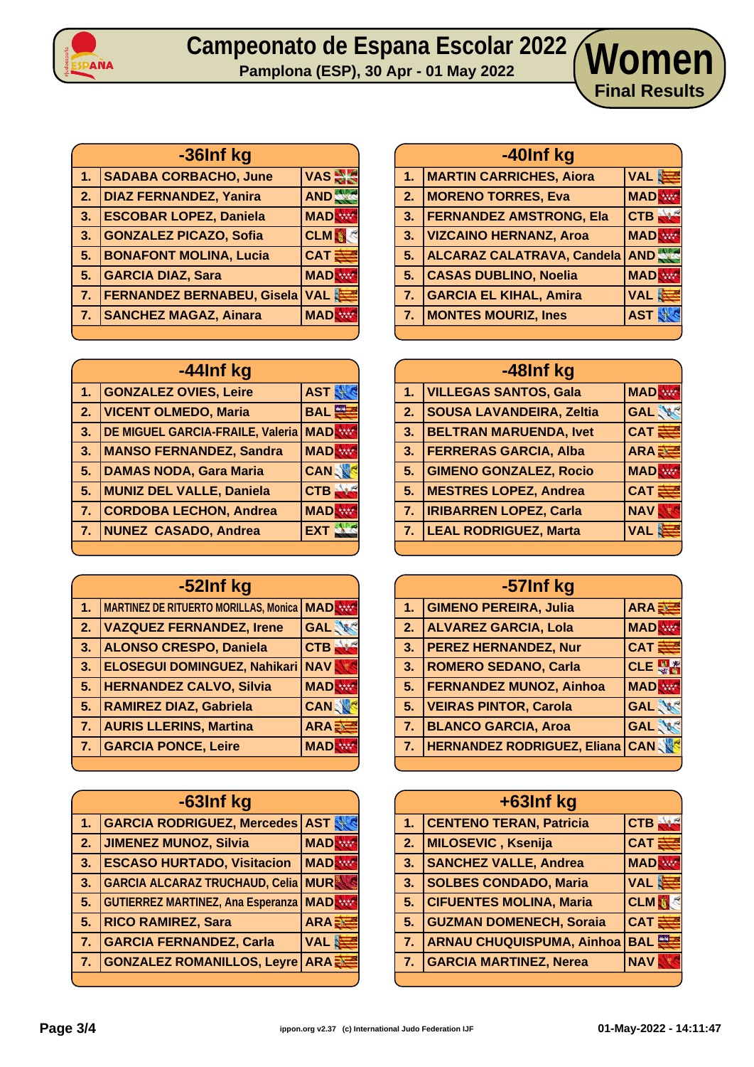# Campeonato de Espana Escolar 2022

**Pamplona (ESP), 30 Apr - 01 May 2022**

## Women

**Final Results**

| -36Inf kg | | |
|---|---|---|
| 1. | SADABA CORBACHO, June | VAS |
| 2. | DIAZ FERNANDEZ, Yanira | AND |
| 3. | ESCOBAR LOPEZ, Daniela | MAD |
| 3. | GONZALEZ PICAZO, Sofia | CLM |
| 5. | BONAFONT MOLINA, Lucia | CAT |
| 5. | GARCIA DIAZ, Sara | MAD |
| 7. | FERNANDEZ BERNABEU, Gisela | VAL |
| 7. | SANCHEZ MAGAZ, Ainara | MAD |

| -40Inf kg | | |
|---|---|---|
| 1. | MARTIN CARRICHES, Aiora | VAL |
| 2. | MORENO TORRES, Eva | MAD |
| 3. | FERNANDEZ AMSTRONG, Ela | CTB |
| 3. | VIZCAINO HERNANZ, Aroa | MAD |
| 5. | ALCARAZ CALATRAVA, Candela | AND |
| 5. | CASAS DUBLINO, Noelia | MAD |
| 7. | GARCIA EL KIHAL, Amira | VAL |
| 7. | MONTES MOURIZ, Ines | AST |

| -44Inf kg | | |
|---|---|---|
| 1. | GONZALEZ OVIES, Leire | AST |
| 2. | VICENT OLMEDO, Maria | BAL |
| 3. | DE MIGUEL GARCIA-FRAILE, Valeria | MAD |
| 3. | MANSO FERNANDEZ, Sandra | MAD |
| 5. | DAMAS NODA, Gara Maria | CAN |
| 5. | MUNIZ DEL VALLE, Daniela | CTB |
| 7. | CORDOBA LECHON, Andrea | MAD |
| 7. | NUNEZ CASADO, Andrea | EXT |

| -48Inf kg | | |
|---|---|---|
| 1. | VILLEGAS SANTOS, Gala | MAD |
| 2. | SOUSA LAVANDEIRA, Zeltia | GAL |
| 3. | BELTRAN MARUENDA, Ivet | CAT |
| 3. | FERRERAS GARCIA, Alba | ARA |
| 5. | GIMENO GONZALEZ, Rocio | MAD |
| 5. | MESTRES LOPEZ, Andrea | CAT |
| 7. | IRIBARREN LOPEZ, Carla | NAV |
| 7. | LEAL RODRIGUEZ, Marta | VAL |

| -52Inf kg | | |
|---|---|---|
| 1. | MARTINEZ DE RITUERTO MORILLAS, Monica | MAD |
| 2. | VAZQUEZ FERNANDEZ, Irene | GAL |
| 3. | ALONSO CRESPO, Daniela | CTB |
| 3. | ELOSEGUI DOMINGUEZ, Nahikari | NAV |
| 5. | HERNANDEZ CALVO, Silvia | MAD |
| 5. | RAMIREZ DIAZ, Gabriela | CAN |
| 7. | AURIS LLERINS, Martina | ARA |
| 7. | GARCIA PONCE, Leire | MAD |

| -57Inf kg | | |
|---|---|---|
| 1. | GIMENO PEREIRA, Julia | ARA |
| 2. | ALVAREZ GARCIA, Lola | MAD |
| 3. | PEREZ HERNANDEZ, Nur | CAT |
| 3. | ROMERO SEDANO, Carla | CLE |
| 5. | FERNANDEZ MUNOZ, Ainhoa | MAD |
| 5. | VEIRAS PINTOR, Carola | GAL |
| 7. | BLANCO GARCIA, Aroa | GAL |
| 7. | HERNANDEZ RODRIGUEZ, Eliana | CAN |

| -63Inf kg | | |
|---|---|---|
| 1. | GARCIA RODRIGUEZ, Mercedes | AST |
| 2. | JIMENEZ MUNOZ, Silvia | MAD |
| 3. | ESCASO HURTADO, Visitacion | MAD |
| 3. | GARCIA ALCARAZ TRUCHAUD, Celia | MUR |
| 5. | GUTIERREZ MARTINEZ, Ana Esperanza | MAD |
| 5. | RICO RAMIREZ, Sara | ARA |
| 7. | GARCIA FERNANDEZ, Carla | VAL |
| 7. | GONZALEZ ROMANILLOS, Leyre | ARA |

| +63Inf kg | | |
|---|---|---|
| 1. | CENTENO TERAN, Patricia | CTB |
| 2. | MILOSEVIC , Ksenija | CAT |
| 3. | SANCHEZ VALLE, Andrea | MAD |
| 3. | SOLBES CONDADO, Maria | VAL |
| 5. | CIFUENTES MOLINA, Maria | CLM |
| 5. | GUZMAN DOMENECH, Soraia | CAT |
| 7. | ARNAU CHUQUISPUMA, Ainhoa | BAL |
| 7. | GARCIA MARTINEZ, Nerea | NAV |

ippon.org v2.37 (c) International Judo Federation IJF

01-May-2022 - 14:11:47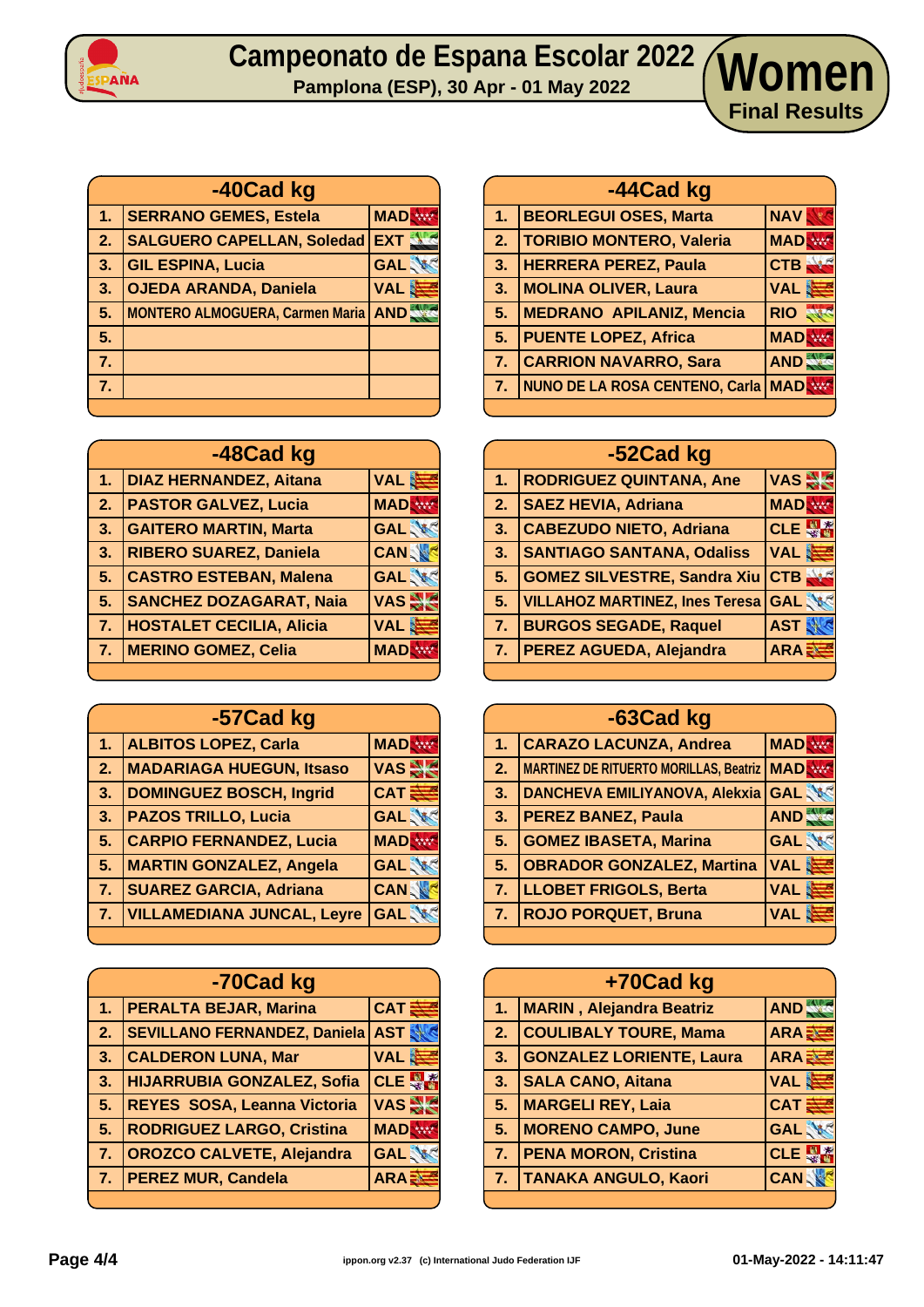# Campeonato de Espana Escolar 2022

**Pamplona (ESP), 30 Apr - 01 May 2022**

## Women

**Final Results**

### -40Cad kg

| | | |
|---|---|---|
| 1. | SERRANO GEMES, Estela | MAD |
| 2. | SALGUERO CAPELLAN, Soledad | EXT |
| 3. | GIL ESPINA, Lucia | GAL |
| 3. | OJEDA ARANDA, Daniela | VAL |
| 5. | MONTERO ALMOGUERA, Carmen Maria | AND |
| 5. | | |
| 7. | | |
| 7. | | |

### -44Cad kg

| | | |
|---|---|---|
| 1. | BEORLEGUI OSES, Marta | NAV |
| 2. | TORIBIO MONTERO, Valeria | MAD |
| 3. | HERRERA PEREZ, Paula | CTB |
| 3. | MOLINA OLIVER, Laura | VAL |
| 5. | MEDRANO APILANIZ, Mencia | RIO |
| 5. | PUENTE LOPEZ, Africa | MAD |
| 7. | CARRION NAVARRO, Sara | AND |
| 7. | NUNO DE LA ROSA CENTENO, Carla | MAD |

### -48Cad kg

| | | |
|---|---|---|
| 1. | DIAZ HERNANDEZ, Aitana | VAL |
| 2. | PASTOR GALVEZ, Lucia | MAD |
| 3. | GAITERO MARTIN, Marta | GAL |
| 3. | RIBERO SUAREZ, Daniela | CAN |
| 5. | CASTRO ESTEBAN, Malena | GAL |
| 5. | SANCHEZ DOZAGARAT, Naia | VAS |
| 7. | HOSTALET CECILIA, Alicia | VAL |
| 7. | MERINO GOMEZ, Celia | MAD |

### -52Cad kg

| | | |
|---|---|---|
| 1. | RODRIGUEZ QUINTANA, Ane | VAS |
| 2. | SAEZ HEVIA, Adriana | MAD |
| 3. | CABEZUDO NIETO, Adriana | CLE |
| 3. | SANTIAGO SANTANA, Odaliss | VAL |
| 5. | GOMEZ SILVESTRE, Sandra Xiu | CTB |
| 5. | VILLAHOZ MARTINEZ, Ines Teresa | GAL |
| 7. | BURGOS SEGADE, Raquel | AST |
| 7. | PEREZ AGUEDA, Alejandra | ARA |

### -57Cad kg

| | | |
|---|---|---|
| 1. | ALBITOS LOPEZ, Carla | MAD |
| 2. | MADARIAGA HUEGUN, Itsaso | VAS |
| 3. | DOMINGUEZ BOSCH, Ingrid | CAT |
| 3. | PAZOS TRILLO, Lucia | GAL |
| 5. | CARPIO FERNANDEZ, Lucia | MAD |
| 5. | MARTIN GONZALEZ, Angela | GAL |
| 7. | SUAREZ GARCIA, Adriana | CAN |
| 7. | VILLAMEDIANA JUNCAL, Leyre | GAL |

### -63Cad kg

| | | |
|---|---|---|
| 1. | CARAZO LACUNZA, Andrea | MAD |
| 2. | MARTINEZ DE RITUERTO MORILLAS, Beatriz | MAD |
| 3. | DANCHEVA EMILIYANOVA, Alekxia | GAL |
| 3. | PEREZ BANEZ, Paula | AND |
| 5. | GOMEZ IBASETA, Marina | GAL |
| 5. | OBRADOR GONZALEZ, Martina | VAL |
| 7. | LLOBET FRIGOLS, Berta | VAL |
| 7. | ROJO PORQUET, Bruna | VAL |

### -70Cad kg

| | | |
|---|---|---|
| 1. | PERALTA BEJAR, Marina | CAT |
| 2. | SEVILLANO FERNANDEZ, Daniela | AST |
| 3. | CALDERON LUNA, Mar | VAL |
| 3. | HIJARRUBIA GONZALEZ, Sofia | CLE |
| 5. | REYES SOSA, Leanna Victoria | VAS |
| 5. | RODRIGUEZ LARGO, Cristina | MAD |
| 7. | OROZCO CALVETE, Alejandra | GAL |
| 7. | PEREZ MUR, Candela | ARA |

### +70Cad kg

| | | |
|---|---|---|
| 1. | MARIN , Alejandra Beatriz | AND |
| 2. | COULIBALY TOURE, Mama | ARA |
| 3. | GONZALEZ LORIENTE, Laura | ARA |
| 3. | SALA CANO, Aitana | VAL |
| 5. | MARGELI REY, Laia | CAT |
| 5. | MORENO CAMPO, June | GAL |
| 7. | PENA MORON, Cristina | CLE |
| 7. | TANAKA ANGULO, Kaori | CAN |

ippon.org v2.37 (c) International Judo Federation IJF

01-May-2022 - 14:11:47